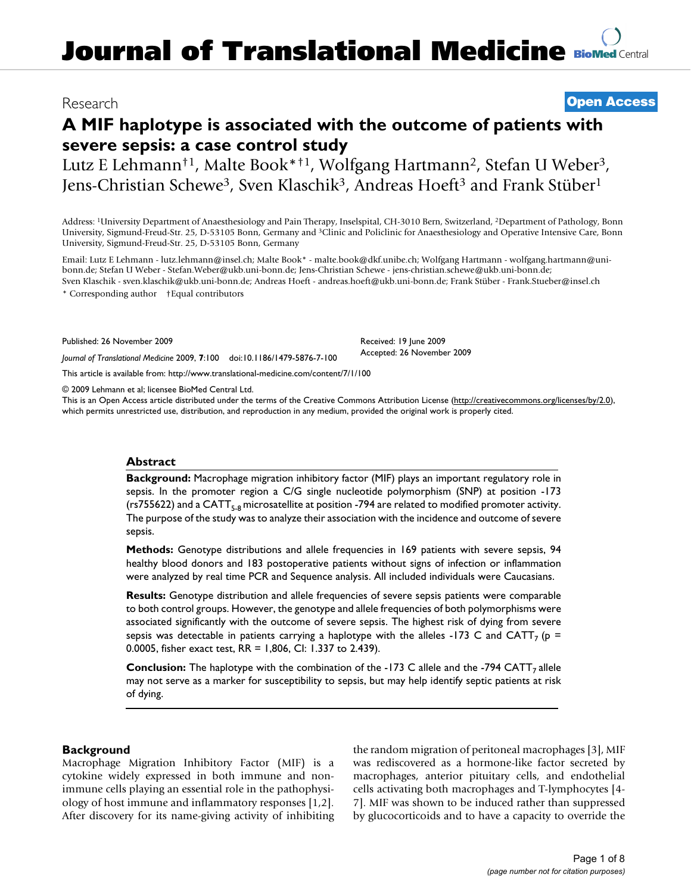Research

**Open Access**

# A MIF haplotype is associated with the outcome of patients with severe sepsis: a case control study

Lutz E Lehmann[†1], Malte Book[*†1], Wolfgang Hartmann[2], Stefan U Weber[3], Jens-Christian Schewe[3], Sven Klaschik[3], Andreas Hoeft[3] and Frank Stüber[1]

Address: [1]University Department of Anaesthesiology and Pain Therapy, Inselspital, CH-3010 Bern, Switzerland, [2]Department of Pathology, Bonn University, Sigmund-Freud-Str. 25, D-53105 Bonn, Germany and [3]Clinic and Policlinic for Anaesthesiology and Operative Intensive Care, Bonn University, Sigmund-Freud-Str. 25, D-53105 Bonn, Germany

Email: Lutz E Lehmann - lutz.lehmann@insel.ch; Malte Book* - malte.book@dkf.unibe.ch; Wolfgang Hartmann - wolfgang.hartmann@uni-bonn.de; Stefan U Weber - Stefan.Weber@ukb.uni-bonn.de; Jens-Christian Schewe - jens-christian.schewe@ukb.uni-bonn.de; Sven Klaschik - sven.klaschik@ukb.uni-bonn.de; Andreas Hoeft - andreas.hoeft@ukb.uni-bonn.de; Frank Stüber - Frank.Stueber@insel.ch

\* Corresponding author †Equal contributors

Published: 26 November 2009

*Journal of Translational Medicine* 2009, **7**:100 doi:10.1186/1479-5876-7-100

Received: 19 June 2009

Accepted: 26 November 2009

This article is available from: http://www.translational-medicine.com/content/7/1/100

© 2009 Lehmann et al; licensee BioMed Central Ltd.

This is an Open Access article distributed under the terms of the Creative Commons Attribution License (http://creativecommons.org/licenses/by/2.0), which permits unrestricted use, distribution, and reproduction in any medium, provided the original work is properly cited.

## Abstract

**Background:** Macrophage migration inhibitory factor (MIF) plays an important regulatory role in sepsis. In the promoter region a C/G single nucleotide polymorphism (SNP) at position -173 (rs755622) and a $CATT_{5-8}$ microsatellite at position -794 are related to modified promoter activity. The purpose of the study was to analyze their association with the incidence and outcome of severe sepsis.

**Methods:** Genotype distributions and allele frequencies in 169 patients with severe sepsis, 94 healthy blood donors and 183 postoperative patients without signs of infection or inflammation were analyzed by real time PCR and Sequence analysis. All included individuals were Caucasians.

**Results:** Genotype distribution and allele frequencies of severe sepsis patients were comparable to both control groups. However, the genotype and allele frequencies of both polymorphisms were associated significantly with the outcome of severe sepsis. The highest risk of dying from severe sepsis was detectable in patients carrying a haplotype with the alleles -173 C and $CATT_7$ ($p = 0.0005$, fisher exact test, RR = 1,806, CI: 1.337 to 2.439).

**Conclusion:** The haplotype with the combination of the -173 C allele and the -794 $CATT_7$ allele may not serve as a marker for susceptibility to sepsis, but may help identify septic patients at risk of dying.

## Background

Macrophage Migration Inhibitory Factor (MIF) is a cytokine widely expressed in both immune and non-immune cells playing an essential role in the pathophysiology of host immune and inflammatory responses [1,2]. After discovery for its name-giving activity of inhibiting the random migration of peritoneal macrophages [3], MIF was rediscovered as a hormone-like factor secreted by macrophages, anterior pituitary cells, and endothelial cells activating both macrophages and T-lymphocytes [4-7]. MIF was shown to be induced rather than suppressed by glucocorticoids and to have a capacity to override the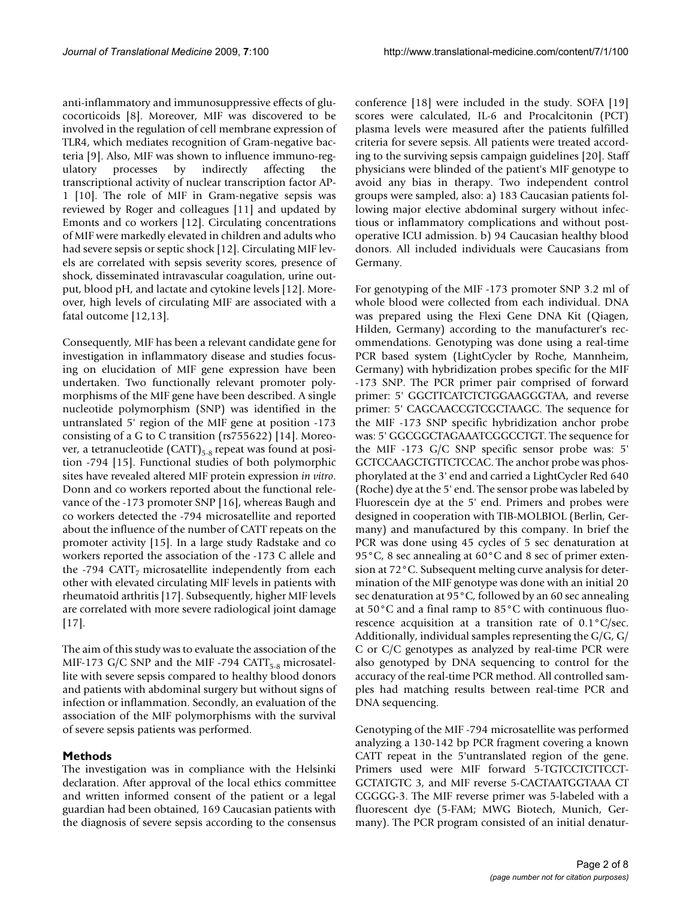anti-inflammatory and immunosuppressive effects of glucocorticoids [8]. Moreover, MIF was discovered to be involved in the regulation of cell membrane expression of TLR4, which mediates recognition of Gram-negative bacteria [9]. Also, MIF was shown to influence immuno-regulatory processes by indirectly affecting the transcriptional activity of nuclear transcription factor AP-1 [10]. The role of MIF in Gram-negative sepsis was reviewed by Roger and colleagues [11] and updated by Emonts and co workers [12]. Circulating concentrations of MIF were markedly elevated in children and adults who had severe sepsis or septic shock [12]. Circulating MIF levels are correlated with sepsis severity scores, presence of shock, disseminated intravascular coagulation, urine output, blood pH, and lactate and cytokine levels [12]. Moreover, high levels of circulating MIF are associated with a fatal outcome [12,13].

Consequently, MIF has been a relevant candidate gene for investigation in inflammatory disease and studies focusing on elucidation of MIF gene expression have been undertaken. Two functionally relevant promoter polymorphisms of the MIF gene have been described. A single nucleotide polymorphism (SNP) was identified in the untranslated 5' region of the MIF gene at position -173 consisting of a G to C transition (rs755622) [14]. Moreover, a tetranucleotide $(CATT)_{5-8}$ repeat was found at position -794 [15]. Functional studies of both polymorphic sites have revealed altered MIF protein expression *in vitro*. Donn and co workers reported about the functional relevance of the -173 promoter SNP [16], whereas Baugh and co workers detected the -794 microsatellite and reported about the influence of the number of CATT repeats on the promoter activity [15]. In a large study Radstake and co workers reported the association of the -173 C allele and the -794 $CATT_7$ microsatellite independently from each other with elevated circulating MIF levels in patients with rheumatoid arthritis [17]. Subsequently, higher MIF levels are correlated with more severe radiological joint damage [17].

The aim of this study was to evaluate the association of the MIF-173 G/C SNP and the MIF -794 $CATT_{5-8}$ microsatellite with severe sepsis compared to healthy blood donors and patients with abdominal surgery but without signs of infection or inflammation. Secondly, an evaluation of the association of the MIF polymorphisms with the survival of severe sepsis patients was performed.

## Methods

The investigation was in compliance with the Helsinki declaration. After approval of the local ethics committee and written informed consent of the patient or a legal guardian had been obtained, 169 Caucasian patients with the diagnosis of severe sepsis according to the consensus conference [18] were included in the study. SOFA [19] scores were calculated, IL-6 and Procalcitonin (PCT) plasma levels were measured after the patients fulfilled criteria for severe sepsis. All patients were treated according to the surviving sepsis campaign guidelines [20]. Staff physicians were blinded of the patient's MIF genotype to avoid any bias in therapy. Two independent control groups were sampled, also: a) 183 Caucasian patients following major elective abdominal surgery without infectious or inflammatory complications and without postoperative ICU admission. b) 94 Caucasian healthy blood donors. All included individuals were Caucasians from Germany.

For genotyping of the MIF -173 promoter SNP 3.2 ml of whole blood were collected from each individual. DNA was prepared using the Flexi Gene DNA Kit (Qiagen, Hilden, Germany) according to the manufacturer's recommendations. Genotyping was done using a real-time PCR based system (LightCycler by Roche, Mannheim, Germany) with hybridization probes specific for the MIF -173 SNP. The PCR primer pair comprised of forward primer: 5' GGCTTCATCTCTGGAAGGGTAA, and reverse primer: 5' CAGCAACCGTCGCTAAGC. The sequence for the MIF -173 SNP specific hybridization anchor probe was: 5' GGCGGCTAGAAATCGGCCTGT. The sequence for the MIF -173 G/C SNP specific sensor probe was: 5' GCTCCAAGCTGTTCTCCAC. The anchor probe was phosphorylated at the 3' end and carried a LightCycler Red 640 (Roche) dye at the 5' end. The sensor probe was labeled by Fluorescein dye at the 5' end. Primers and probes were designed in cooperation with TIB-MOLBIOL (Berlin, Germany) and manufactured by this company. In brief the PCR was done using 45 cycles of 5 sec denaturation at 95°C, 8 sec annealing at 60°C and 8 sec of primer extension at 72°C. Subsequent melting curve analysis for determination of the MIF genotype was done with an initial 20 sec denaturation at 95°C, followed by an 60 sec annealing at 50°C and a final ramp to 85°C with continuous fluorescence acquisition at a transition rate of 0.1°C/sec. Additionally, individual samples representing the G/G, G/C or C/C genotypes as analyzed by real-time PCR were also genotyped by DNA sequencing to control for the accuracy of the real-time PCR method. All controlled samples had matching results between real-time PCR and DNA sequencing.

Genotyping of the MIF -794 microsatellite was performed analyzing a 130-142 bp PCR fragment covering a known CATT repeat in the 5'untranslated region of the gene. Primers used were MIF forward 5-TGTCCTCTTCCT-GCTATGTC 3, and MIF reverse 5-CACTAATGGTAAA CT CGGGG-3. The MIF reverse primer was 5-labeled with a fluorescent dye (5-FAM; MWG Biotech, Munich, Germany). The PCR program consisted of an initial denatur-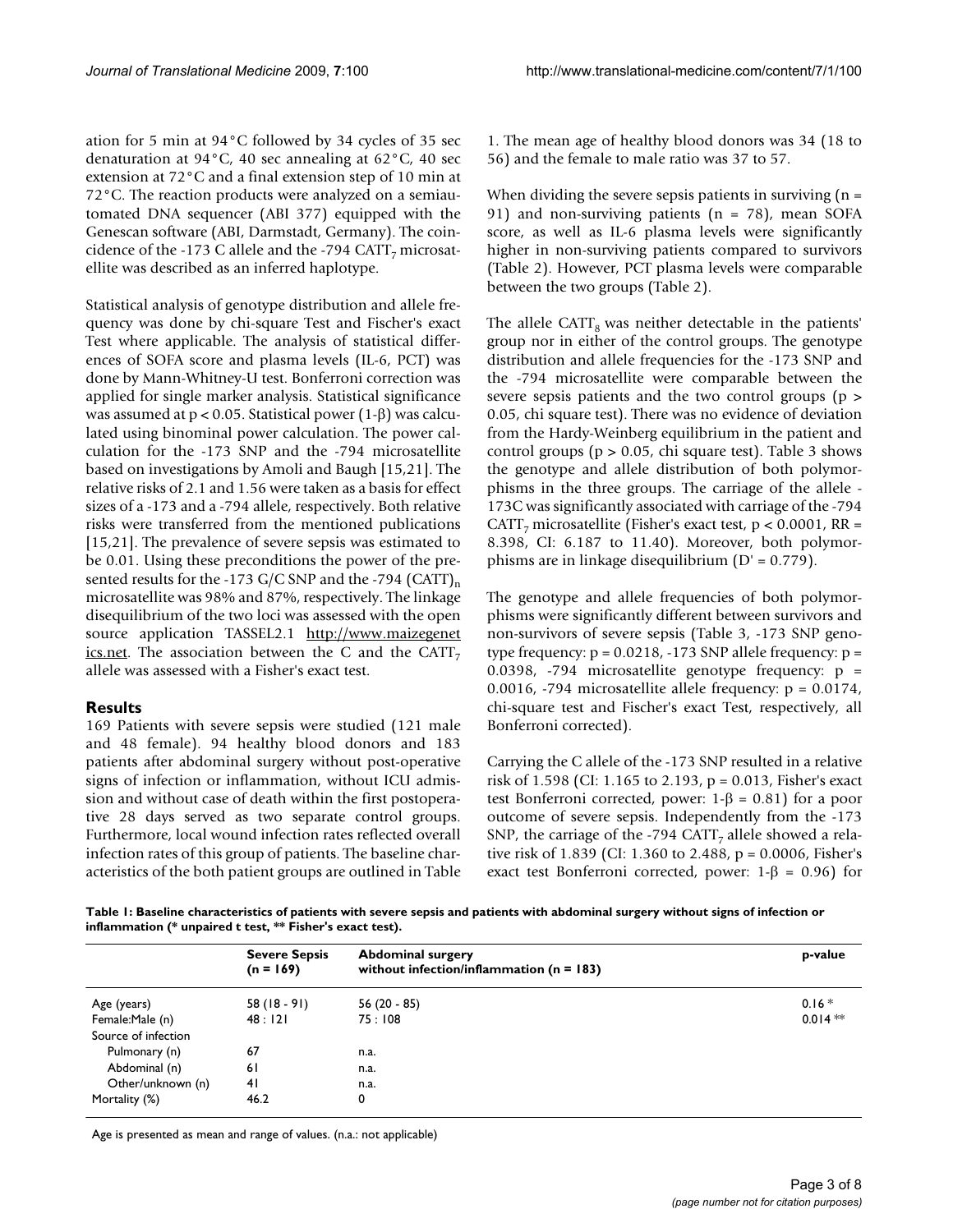ation for 5 min at 94°C followed by 34 cycles of 35 sec denaturation at 94°C, 40 sec annealing at 62°C, 40 sec extension at 72°C and a final extension step of 10 min at 72°C. The reaction products were analyzed on a semiautomated DNA sequencer (ABI 377) equipped with the Genescan software (ABI, Darmstadt, Germany). The coincidence of the -173 C allele and the -794 $CATT_7$ microsatellite was described as an inferred haplotype.

Statistical analysis of genotype distribution and allele frequency was done by chi-square Test and Fischer's exact Test where applicable. The analysis of statistical differences of SOFA score and plasma levels (IL-6, PCT) was done by Mann-Whitney-U test. Bonferroni correction was applied for single marker analysis. Statistical significance was assumed at $p < 0.05$. Statistical power ($1-\beta$) was calculated using binominal power calculation. The power calculation for the -173 SNP and the -794 microsatellite based on investigations by Amoli and Baugh [15,21]. The relative risks of 2.1 and 1.56 were taken as a basis for effect sizes of a -173 and a -794 allele, respectively. Both relative risks were transferred from the mentioned publications [15,21]. The prevalence of severe sepsis was estimated to be 0.01. Using these preconditions the power of the presented results for the -173 G/C SNP and the -794 $(CATT)_n$ microsatellite was 98% and 87%, respectively. The linkage disequilibrium of the two loci was assessed with the open source application TASSEL2.1 http://www.maizegenetics.net. The association between the C and the $CATT_7$ allele was assessed with a Fisher's exact test.

## Results

169 Patients with severe sepsis were studied (121 male and 48 female). 94 healthy blood donors and 183 patients after abdominal surgery without post-operative signs of infection or inflammation, without ICU admission and without case of death within the first postoperative 28 days served as two separate control groups. Furthermore, local wound infection rates reflected overall infection rates of this group of patients. The baseline characteristics of the both patient groups are outlined in Table 1. The mean age of healthy blood donors was 34 (18 to 56) and the female to male ratio was 37 to 57.

When dividing the severe sepsis patients in surviving (n = 91) and non-surviving patients (n = 78), mean SOFA score, as well as IL-6 plasma levels were significantly higher in non-surviving patients compared to survivors (Table 2). However, PCT plasma levels were comparable between the two groups (Table 2).

The allele $CATT_8$ was neither detectable in the patients' group nor in either of the control groups. The genotype distribution and allele frequencies for the -173 SNP and the -794 microsatellite were comparable between the severe sepsis patients and the two control groups ($p > 0.05$, chi square test). There was no evidence of deviation from the Hardy-Weinberg equilibrium in the patient and control groups ($p > 0.05$, chi square test). Table 3 shows the genotype and allele distribution of both polymorphisms in the three groups. The carriage of the allele -173C was significantly associated with carriage of the -794 $CATT_7$ microsatellite (Fisher's exact test, $p < 0.0001$, RR = 8.398, CI: 6.187 to 11.40). Moreover, both polymorphisms are in linkage disequilibrium (D' = 0.779).

The genotype and allele frequencies of both polymorphisms were significantly different between survivors and non-survivors of severe sepsis (Table 3, -173 SNP genotype frequency: $p = 0.0218$, -173 SNP allele frequency: $p = 0.0398$, -794 microsatellite genotype frequency: $p = 0.0016$, -794 microsatellite allele frequency: $p = 0.0174$, chi-square test and Fischer's exact Test, respectively, all Bonferroni corrected).

Carrying the C allele of the -173 SNP resulted in a relative risk of 1.598 (CI: 1.165 to 2.193, $p = 0.013$, Fisher's exact test Bonferroni corrected, power: $1-\beta = 0.81$) for a poor outcome of severe sepsis. Independently from the -173 SNP, the carriage of the -794 $CATT_7$ allele showed a relative risk of 1.839 (CI: 1.360 to 2.488, $p = 0.0006$, Fisher's exact test Bonferroni corrected, power: $1-\beta = 0.96$) for

**Table 1: Baseline characteristics of patients with severe sepsis and patients with abdominal surgery without signs of infection or inflammation (* unpaired t test, ** Fisher's exact test).**

| | Severe Sepsis (n = 169) | Abdominal surgery without infection/inflammation (n = 183) | p-value |
|---|---|---|---|
| Age (years) | 58 (18 - 91) | 56 (20 - 85) | 0.16 * |
| Female:Male (n) | 48 : 121 | 75 : 108 | 0.014 ** |
| Source of infection | | | |
| Pulmonary (n) | 67 | n.a. | |
| Abdominal (n) | 61 | n.a. | |
| Other/unknown (n) | 41 | n.a. | |
| Mortality (%) | 46.2 | 0 | |

Age is presented as mean and range of values. (n.a.: not applicable)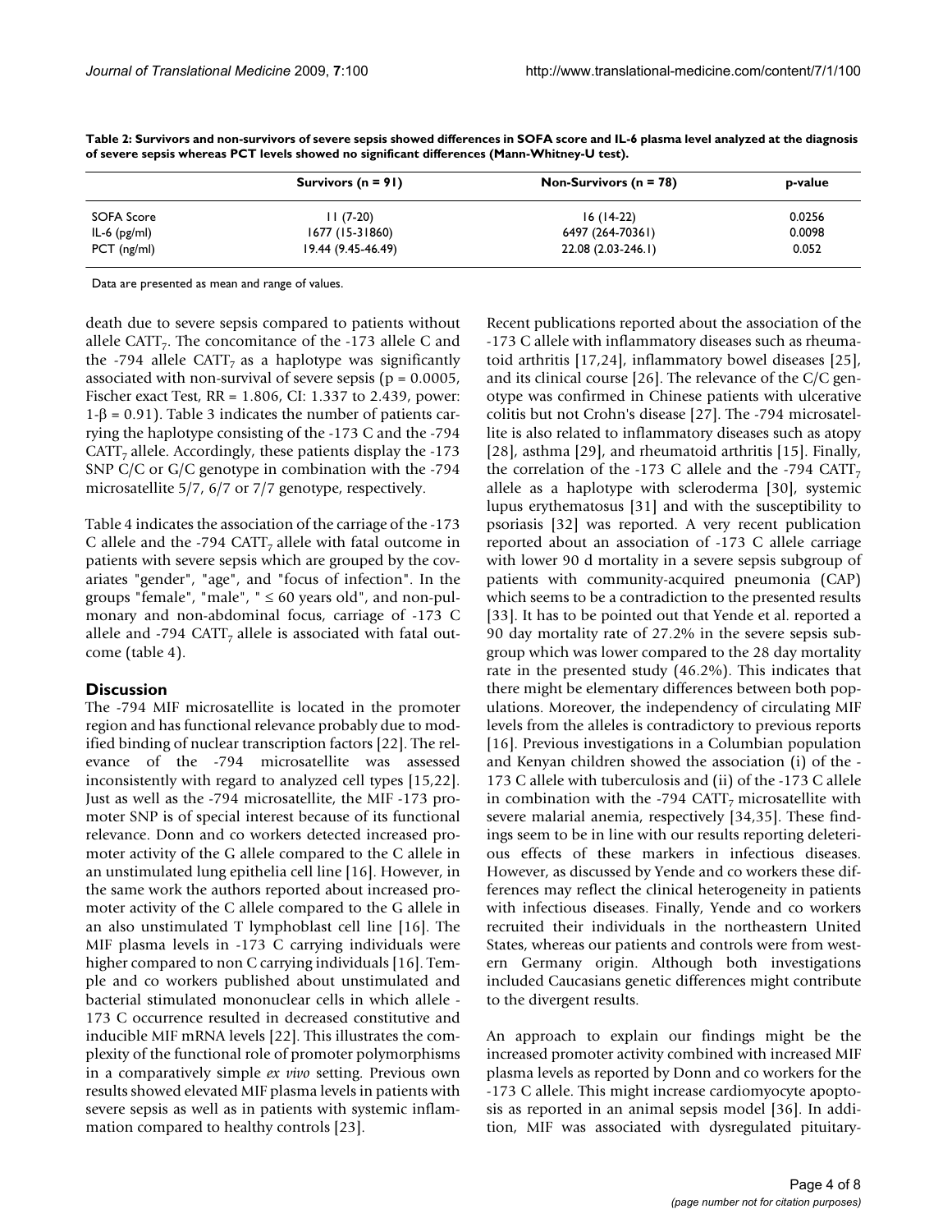**Table 2: Survivors and non-survivors of severe sepsis showed differences in SOFA score and IL-6 plasma level analyzed at the diagnosis of severe sepsis whereas PCT levels showed no significant differences (Mann-Whitney-U test).**

| | Survivors (n = 91) | Non-Survivors (n = 78) | p-value |
| --- | --- | --- | --- |
| SOFA Score | 11 (7-20) | 16 (14-22) | 0.0256 |
| IL-6 (pg/ml) | 1677 (15-31860) | 6497 (264-70361) | 0.0098 |
| PCT (ng/ml) | 19.44 (9.45-46.49) | 22.08 (2.03-246.1) | 0.052 |

Data are presented as mean and range of values.

death due to severe sepsis compared to patients without allele $CATT_7$. The concomitance of the -173 allele C and the -794 allele $CATT_7$ as a haplotype was significantly associated with non-survival of severe sepsis ($p = 0.0005$, Fischer exact Test, RR = 1.806, CI: 1.337 to 2.439, power: $1-\beta = 0.91$). Table 3 indicates the number of patients carrying the haplotype consisting of the -173 C and the -794 $CATT_7$ allele. Accordingly, these patients display the -173 SNP C/C or G/C genotype in combination with the -794 microsatellite 5/7, 6/7 or 7/7 genotype, respectively.

Table 4 indicates the association of the carriage of the -173 C allele and the -794 $CATT_7$ allele with fatal outcome in patients with severe sepsis which are grouped by the covariates "gender", "age", and "focus of infection". In the groups "female", "male", "$\leq 60$ years old", and non-pulmonary and non-abdominal focus, carriage of -173 C allele and -794 $CATT_7$ allele is associated with fatal outcome (table 4).

## Discussion

The -794 MIF microsatellite is located in the promoter region and has functional relevance probably due to modified binding of nuclear transcription factors [22]. The relevance of the -794 microsatellite was assessed inconsistently with regard to analyzed cell types [15,22]. Just as well as the -794 microsatellite, the MIF -173 promoter SNP is of special interest because of its functional relevance. Donn and co workers detected increased promoter activity of the G allele compared to the C allele in an unstimulated lung epithelia cell line [16]. However, in the same work the authors reported about increased promoter activity of the C allele compared to the G allele in an also unstimulated T lymphoblast cell line [16]. The MIF plasma levels in -173 C carrying individuals were higher compared to non C carrying individuals [16]. Temple and co workers published about unstimulated and bacterial stimulated mononuclear cells in which allele -173 C occurrence resulted in decreased constitutive and inducible MIF mRNA levels [22]. This illustrates the complexity of the functional role of promoter polymorphisms in a comparatively simple *ex vivo* setting. Previous own results showed elevated MIF plasma levels in patients with severe sepsis as well as in patients with systemic inflammation compared to healthy controls [23].

Recent publications reported about the association of the -173 C allele with inflammatory diseases such as rheumatoid arthritis [17,24], inflammatory bowel diseases [25], and its clinical course [26]. The relevance of the C/C genotype was confirmed in Chinese patients with ulcerative colitis but not Crohn's disease [27]. The -794 microsatellite is also related to inflammatory diseases such as atopy [28], asthma [29], and rheumatoid arthritis [15]. Finally, the correlation of the -173 C allele and the -794 $CATT_7$ allele as a haplotype with scleroderma [30], systemic lupus erythematosus [31] and with the susceptibility to psoriasis [32] was reported. A very recent publication reported about an association of -173 C allele carriage with lower 90 d mortality in a severe sepsis subgroup of patients with community-acquired pneumonia (CAP) which seems to be a contradiction to the presented results [33]. It has to be pointed out that Yende et al. reported a 90 day mortality rate of 27.2% in the severe sepsis subgroup which was lower compared to the 28 day mortality rate in the presented study (46.2%). This indicates that there might be elementary differences between both populations. Moreover, the independency of circulating MIF levels from the alleles is contradictory to previous reports [16]. Previous investigations in a Columbian population and Kenyan children showed the association (i) of the -173 C allele with tuberculosis and (ii) of the -173 C allele in combination with the -794 $CATT_7$ microsatellite with severe malarial anemia, respectively [34,35]. These findings seem to be in line with our results reporting deleterious effects of these markers in infectious diseases. However, as discussed by Yende and co workers these differences may reflect the clinical heterogeneity in patients with infectious diseases. Finally, Yende and co workers recruited their individuals in the northeastern United States, whereas our patients and controls were from western Germany origin. Although both investigations included Caucasians genetic differences might contribute to the divergent results.

An approach to explain our findings might be the increased promoter activity combined with increased MIF plasma levels as reported by Donn and co workers for the -173 C allele. This might increase cardiomyocyte apoptosis as reported in an animal sepsis model [36]. In addition, MIF was associated with dysregulated pituitary-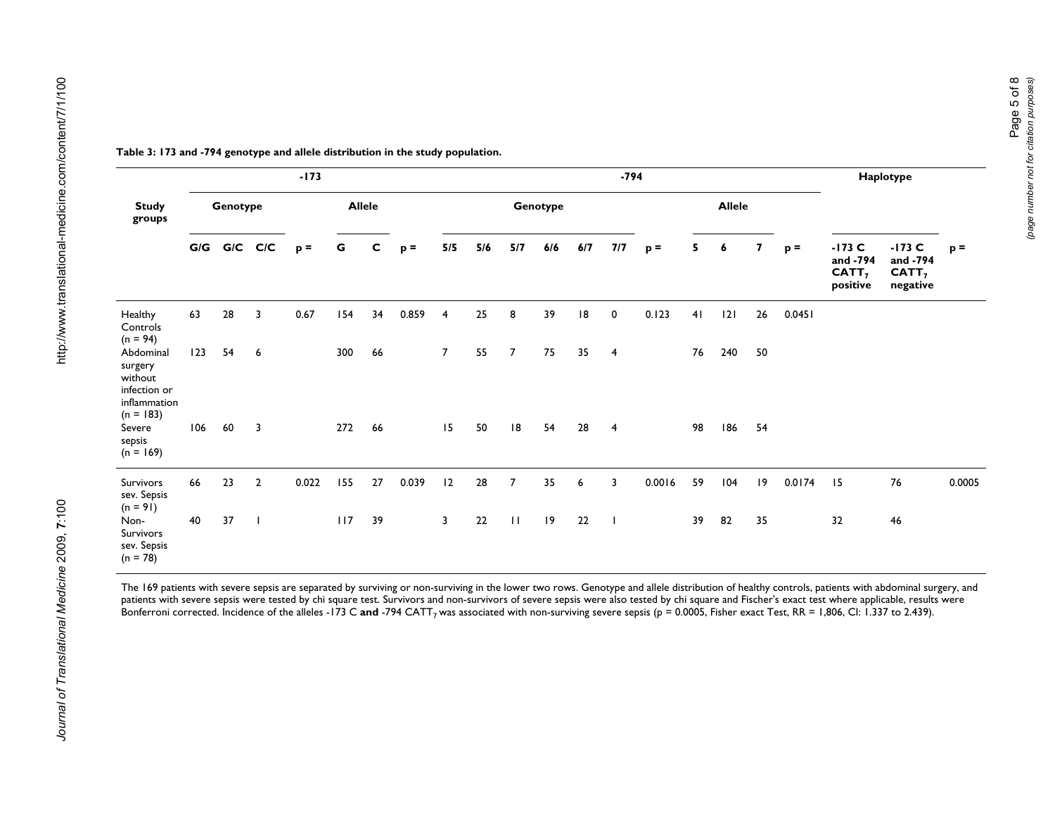**Table 3: 173 and -794 genotype and allele distribution in the study population.**

| Study groups | -173 | | | | | | | -794 | | | | | | | | | | | Haplotype | | |
|---|---|---|---|---|---|---|---|---|---|---|---|---|---|---|---|---|---|---|---|---|---|
| | Genotype | | | | Allele | | | Genotype | | | | | | | Allele | | | | | | |
| | G/G | G/C | C/C | p = | G | C | p = | 5/5 | 5/6 | 5/7 | 6/6 | 6/7 | 7/7 | p = | 5 | 6 | 7 | p = | -173 C and -794 $CATT_7$ positive | -173 C and -794 $CATT_7$ negative | p = |
| Healthy Controls (n = 94) | 63 | 28 | 3 | 0.67 | 154 | 34 | 0.859 | 4 | 25 | 8 | 39 | 18 | 0 | 0.123 | 41 | 121 | 26 | 0.0451 | | | |
| Abdominal surgery without infection or inflammation (n = 183) | 123 | 54 | 6 | | 300 | 66 | | 7 | 55 | 7 | 75 | 35 | 4 | | 76 | 240 | 50 | | | | |
| Severe sepsis (n = 169) | 106 | 60 | 3 | | 272 | 66 | | 15 | 50 | 18 | 54 | 28 | 4 | | 98 | 186 | 54 | | | | |
| Survivors sev. Sepsis (n = 91) | 66 | 23 | 2 | 0.022 | 155 | 27 | 0.039 | 12 | 28 | 7 | 35 | 6 | 3 | 0.0016 | 59 | 104 | 19 | 0.0174 | 15 | 76 | 0.0005 |
| Non-Survivors sev. Sepsis (n = 78) | 40 | 37 | 1 | | 117 | 39 | | 3 | 22 | 11 | 19 | 22 | 1 | | 39 | 82 | 35 | | 32 | 46 | |

The 169 patients with severe sepsis are separated by surviving or non-surviving in the lower two rows. Genotype and allele distribution of healthy controls, patients with abdominal surgery, and patients with severe sepsis were tested by chi square test. Survivors and non-survivors of severe sepsis were also tested by chi square and Fischer's exact test where applicable, results were Bonferroni corrected. Incidence of the alleles -173 C **and** -794 $CATT_7$ was associated with non-surviving severe sepsis (p = 0.0005, Fisher exact Test, RR = 1,806, CI: 1.337 to 2.439).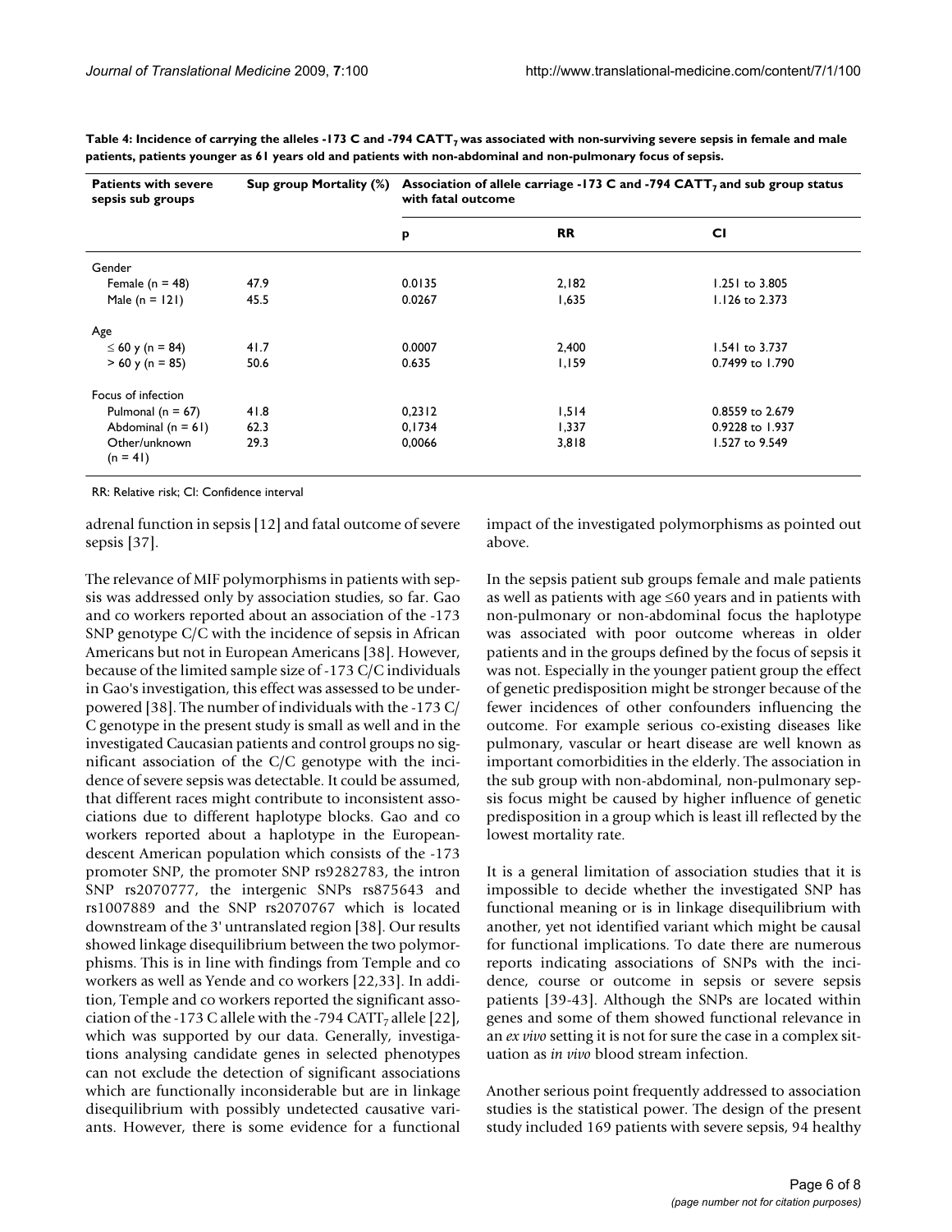**Table 4: Incidence of carrying the alleles -173 C and -794 CATT$_7$ was associated with non-surviving severe sepsis in female and male patients, patients younger as 61 years old and patients with non-abdominal and non-pulmonary focus of sepsis.**

| Patients with severe sepsis sub groups | Sup group Mortality (%) | Association of allele carriage -173 C and -794 CATT$_7$ and sub group status with fatal outcome | | |
|---|---|---|---|---|
| | | p | RR | CI |
| Gender | | | | |
| Female (n = 48) | 47.9 | 0.0135 | 2,182 | 1.251 to 3.805 |
| Male (n = 121) | 45.5 | 0.0267 | 1,635 | 1.126 to 2.373 |
| Age | | | | |
| ≤ 60 y (n = 84) | 41.7 | 0.0007 | 2,400 | 1.541 to 3.737 |
| > 60 y (n = 85) | 50.6 | 0.635 | 1,159 | 0.7499 to 1.790 |
| Focus of infection | | | | |
| Pulmonal (n = 67) | 41.8 | 0,2312 | 1,514 | 0.8559 to 2.679 |
| Abdominal (n = 61) | 62.3 | 0,1734 | 1,337 | 0.9228 to 1.937 |
| Other/unknown (n = 41) | 29.3 | 0,0066 | 3,818 | 1.527 to 9.549 |

RR: Relative risk; CI: Confidence interval

adrenal function in sepsis [12] and fatal outcome of severe sepsis [37].

The relevance of MIF polymorphisms in patients with sepsis was addressed only by association studies, so far. Gao and co workers reported about an association of the -173 SNP genotype C/C with the incidence of sepsis in African Americans but not in European Americans [38]. However, because of the limited sample size of -173 C/C individuals in Gao's investigation, this effect was assessed to be underpowered [38]. The number of individuals with the -173 C/C genotype in the present study is small as well and in the investigated Caucasian patients and control groups no significant association of the C/C genotype with the incidence of severe sepsis was detectable. It could be assumed, that different races might contribute to inconsistent associations due to different haplotype blocks. Gao and co workers reported about a haplotype in the European-descent American population which consists of the -173 promoter SNP, the promoter SNP rs9282783, the intron SNP rs2070777, the intergenic SNPs rs875643 and rs1007889 and the SNP rs2070767 which is located downstream of the 3' untranslated region [38]. Our results showed linkage disequilibrium between the two polymorphisms. This is in line with findings from Temple and co workers as well as Yende and co workers [22,33]. In addition, Temple and co workers reported the significant association of the -173 C allele with the -794 CATT$_7$ allele [22], which was supported by our data. Generally, investigations analysing candidate genes in selected phenotypes can not exclude the detection of significant associations which are functionally inconsiderable but are in linkage disequilibrium with possibly undetected causative variants. However, there is some evidence for a functional impact of the investigated polymorphisms as pointed out above.

In the sepsis patient sub groups female and male patients as well as patients with age ≤60 years and in patients with non-pulmonary or non-abdominal focus the haplotype was associated with poor outcome whereas in older patients and in the groups defined by the focus of sepsis it was not. Especially in the younger patient group the effect of genetic predisposition might be stronger because of the fewer incidences of other confounders influencing the outcome. For example serious co-existing diseases like pulmonary, vascular or heart disease are well known as important comorbidities in the elderly. The association in the sub group with non-abdominal, non-pulmonary sepsis focus might be caused by higher influence of genetic predisposition in a group which is least ill reflected by the lowest mortality rate.

It is a general limitation of association studies that it is impossible to decide whether the investigated SNP has functional meaning or is in linkage disequilibrium with another, yet not identified variant which might be causal for functional implications. To date there are numerous reports indicating associations of SNPs with the incidence, course or outcome in sepsis or severe sepsis patients [39-43]. Although the SNPs are located within genes and some of them showed functional relevance in an *ex vivo* setting it is not for sure the case in a complex situation as *in vivo* blood stream infection.

Another serious point frequently addressed to association studies is the statistical power. The design of the present study included 169 patients with severe sepsis, 94 healthy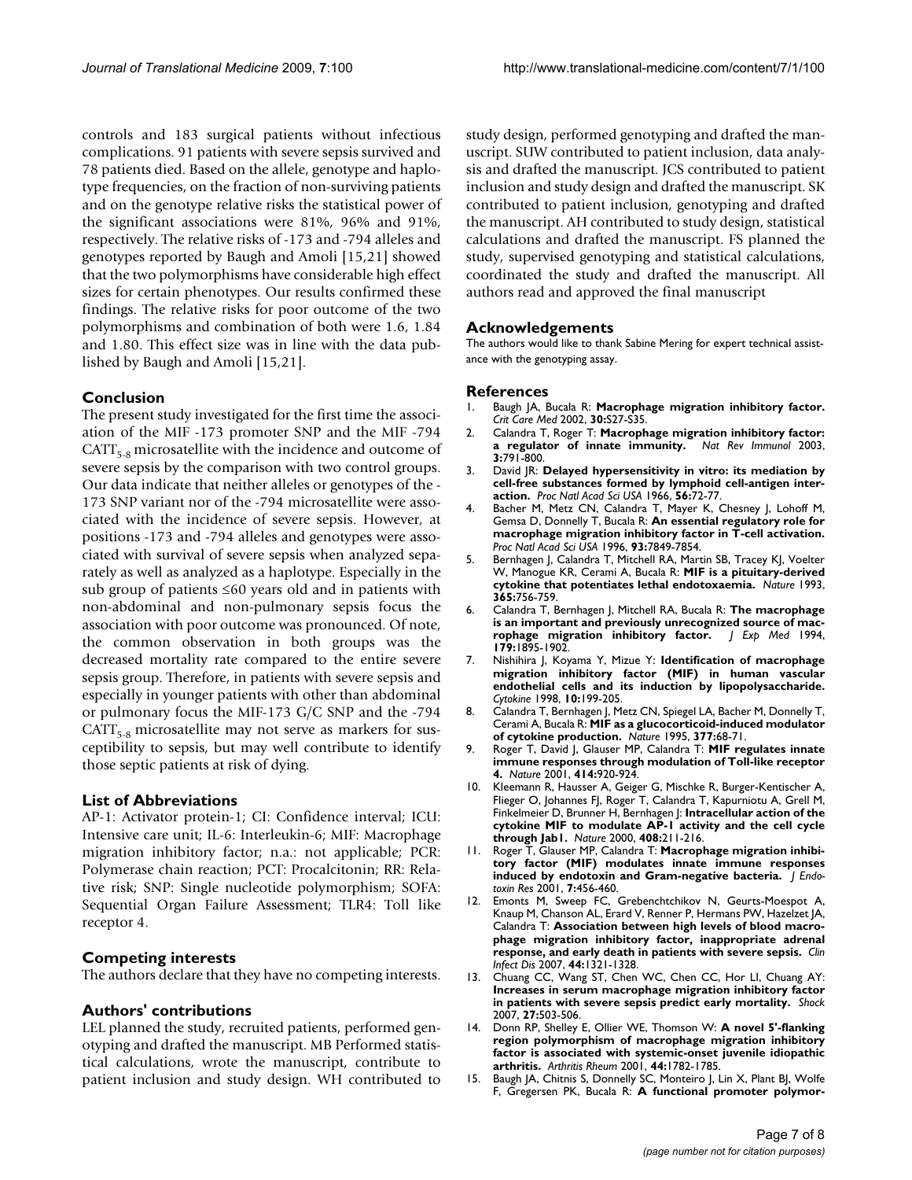controls and 183 surgical patients without infectious complications. 91 patients with severe sepsis survived and 78 patients died. Based on the allele, genotype and haplotype frequencies, on the fraction of non-surviving patients and on the genotype relative risks the statistical power of the significant associations were 81%, 96% and 91%, respectively. The relative risks of -173 and -794 alleles and genotypes reported by Baugh and Amoli [15,21] showed that the two polymorphisms have considerable high effect sizes for certain phenotypes. Our results confirmed these findings. The relative risks for poor outcome of the two polymorphisms and combination of both were 1.6, 1.84 and 1.80. This effect size was in line with the data published by Baugh and Amoli [15,21].

## Conclusion

The present study investigated for the first time the association of the MIF -173 promoter SNP and the MIF -794 $CATT_{5-8}$ microsatellite with the incidence and outcome of severe sepsis by the comparison with two control groups. Our data indicate that neither alleles or genotypes of the -173 SNP variant nor of the -794 microsatellite were associated with the incidence of severe sepsis. However, at positions -173 and -794 alleles and genotypes were associated with survival of severe sepsis when analyzed separately as well as analyzed as a haplotype. Especially in the sub group of patients ≤60 years old and in patients with non-abdominal and non-pulmonary sepsis focus the association with poor outcome was pronounced. Of note, the common observation in both groups was the decreased mortality rate compared to the entire severe sepsis group. Therefore, in patients with severe sepsis and especially in younger patients with other than abdominal or pulmonary focus the MIF-173 G/C SNP and the -794 $CATT_{5-8}$ microsatellite may not serve as markers for susceptibility to sepsis, but may well contribute to identify those septic patients at risk of dying.

## List of Abbreviations

AP-1: Activator protein-1; CI: Confidence interval; ICU: Intensive care unit; IL-6: Interleukin-6; MIF: Macrophage migration inhibitory factor; n.a.: not applicable; PCR: Polymerase chain reaction; PCT: Procalcitonin; RR: Relative risk; SNP: Single nucleotide polymorphism; SOFA: Sequential Organ Failure Assessment; TLR4: Toll like receptor 4.

## Competing interests

The authors declare that they have no competing interests.

## Authors' contributions

LEL planned the study, recruited patients, performed genotyping and drafted the manuscript. MB Performed statistical calculations, wrote the manuscript, contribute to patient inclusion and study design. WH contributed to study design, performed genotyping and drafted the manuscript. SUW contributed to patient inclusion, data analysis and drafted the manuscript. JCS contributed to patient inclusion and study design and drafted the manuscript. SK contributed to patient inclusion, genotyping and drafted the manuscript. AH contributed to study design, statistical calculations and drafted the manuscript. FS planned the study, supervised genotyping and statistical calculations, coordinated the study and drafted the manuscript. All authors read and approved the final manuscript

## Acknowledgements

The authors would like to thank Sabine Mering for expert technical assistance with the genotyping assay.

## References

1. Baugh JA, Bucala R: **Macrophage migration inhibitory factor.** *Crit Care Med* 2002, **30:**S27-S35.
2. Calandra T, Roger T: **Macrophage migration inhibitory factor: a regulator of innate immunity.** *Nat Rev Immunol* 2003, **3:**791-800.
3. David JR: **Delayed hypersensitivity in vitro: its mediation by cell-free substances formed by lymphoid cell-antigen interaction.** *Proc Natl Acad Sci USA* 1966, **56:**72-77.
4. Bacher M, Metz CN, Calandra T, Mayer K, Chesney J, Lohoff M, Gemsa D, Donnelly T, Bucala R: **An essential regulatory role for macrophage migration inhibitory factor in T-cell activation.** *Proc Natl Acad Sci USA* 1996, **93:**7849-7854.
5. Bernhagen J, Calandra T, Mitchell RA, Martin SB, Tracey KJ, Voelter W, Manogue KR, Cerami A, Bucala R: **MIF is a pituitary-derived cytokine that potentiates lethal endotoxaemia.** *Nature* 1993, **365:**756-759.
6. Calandra T, Bernhagen J, Mitchell RA, Bucala R: **The macrophage is an important and previously unrecognized source of macrophage migration inhibitory factor.** *J Exp Med* 1994, **179:**1895-1902.
7. Nishihira J, Koyama Y, Mizue Y: **Identification of macrophage migration inhibitory factor (MIF) in human vascular endothelial cells and its induction by lipopolysaccharide.** *Cytokine* 1998, **10:**199-205.
8. Calandra T, Bernhagen J, Metz CN, Spiegel LA, Bacher M, Donnelly T, Cerami A, Bucala R: **MIF as a glucocorticoid-induced modulator of cytokine production.** *Nature* 1995, **377:**68-71.
9. Roger T, David J, Glauser MP, Calandra T: **MIF regulates innate immune responses through modulation of Toll-like receptor 4.** *Nature* 2001, **414:**920-924.
10. Kleemann R, Hausser A, Geiger G, Mischke R, Burger-Kentischer A, Flieger O, Johannes FJ, Roger T, Calandra T, Kapurniotu A, Grell M, Finkelmeier D, Brunner H, Bernhagen J: **Intracellular action of the cytokine MIF to modulate AP-1 activity and the cell cycle through Jab1.** *Nature* 2000, **408:**211-216.
11. Roger T, Glauser MP, Calandra T: **Macrophage migration inhibitory factor (MIF) modulates innate immune responses induced by endotoxin and Gram-negative bacteria.** *J Endotoxin Res* 2001, **7:**456-460.
12. Emonts M, Sweep FC, Grebenchtchikov N, Geurts-Moespot A, Knaup M, Chanson AL, Erard V, Renner P, Hermans PW, Hazelzet JA, Calandra T: **Association between high levels of blood macrophage migration inhibitory factor, inappropriate adrenal response, and early death in patients with severe sepsis.** *Clin Infect Dis* 2007, **44:**1321-1328.
13. Chuang CC, Wang ST, Chen WC, Chen CC, Hor LI, Chuang AY: **Increases in serum macrophage migration inhibitory factor in patients with severe sepsis predict early mortality.** *Shock* 2007, **27:**503-506.
14. Donn RP, Shelley E, Ollier WE, Thomson W: **A novel 5'-flanking region polymorphism of macrophage migration inhibitory factor is associated with systemic-onset juvenile idiopathic arthritis.** *Arthritis Rheum* 2001, **44:**1782-1785.
15. Baugh JA, Chitnis S, Donnelly SC, Monteiro J, Lin X, Plant BJ, Wolfe F, Gregersen PK, Bucala R: **A functional promoter polymor-**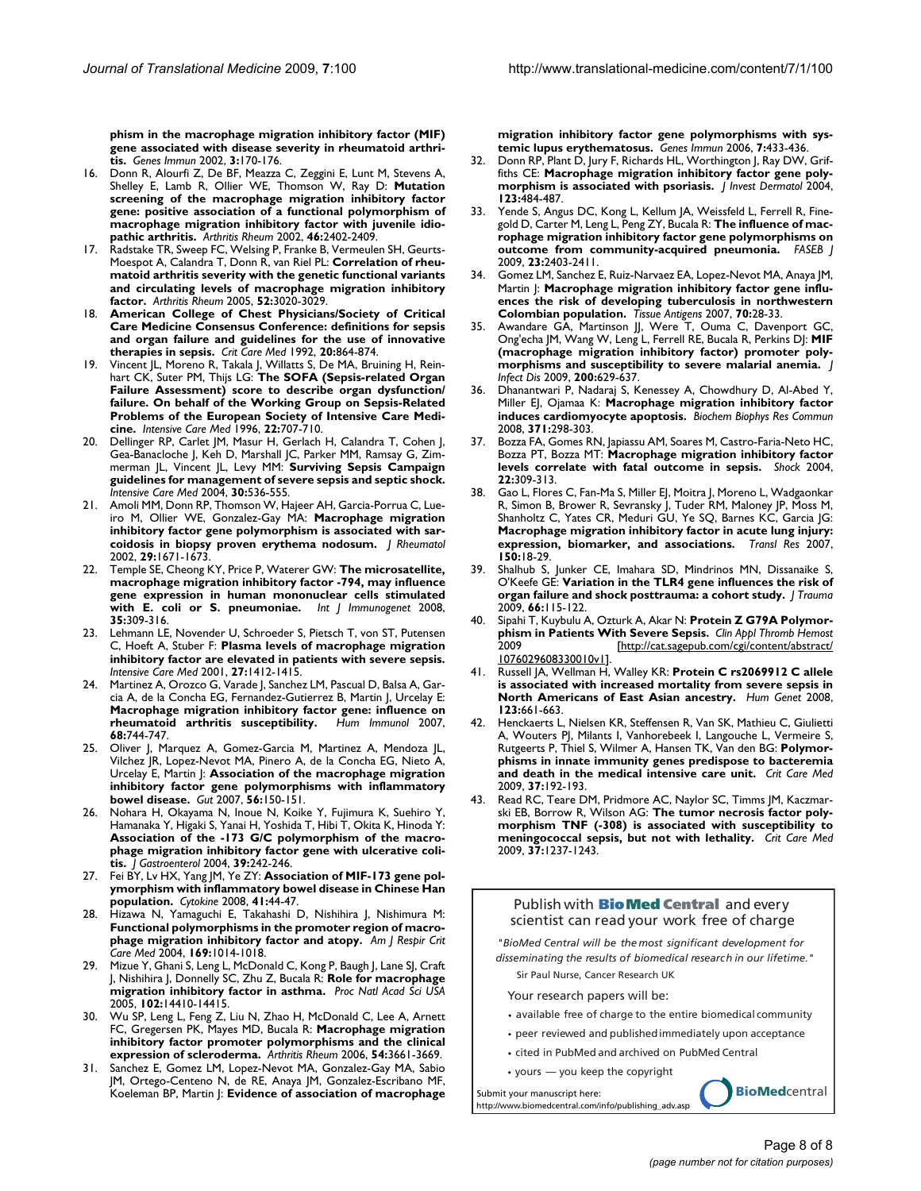**phism in the macrophage migration inhibitory factor (MIF) gene associated with disease severity in rheumatoid arthritis.** *Genes Immun* 2002, **3:**170-176.

16. Donn R, Alourfi Z, De BF, Meazza C, Zeggini E, Lunt M, Stevens A, Shelley E, Lamb R, Ollier WE, Thomson W, Ray D: **Mutation screening of the macrophage migration inhibitory factor gene: positive association of a functional polymorphism of macrophage migration inhibitory factor with juvenile idiopathic arthritis.** *Arthritis Rheum* 2002, **46:**2402-2409.
17. Radstake TR, Sweep FC, Welsing P, Franke B, Vermeulen SH, Geurts-Moespot A, Calandra T, Donn R, van Riel PL: **Correlation of rheumatoid arthritis severity with the genetic functional variants and circulating levels of macrophage migration inhibitory factor.** *Arthritis Rheum* 2005, **52:**3020-3029.
18. **American College of Chest Physicians/Society of Critical Care Medicine Consensus Conference: definitions for sepsis and organ failure and guidelines for the use of innovative therapies in sepsis.** *Crit Care Med* 1992, **20:**864-874.
19. Vincent JL, Moreno R, Takala J, Willatts S, De MA, Bruining H, Reinhart CK, Suter PM, Thijs LG: **The SOFA (Sepsis-related Organ Failure Assessment) score to describe organ dysfunction/failure. On behalf of the Working Group on Sepsis-Related Problems of the European Society of Intensive Care Medicine.** *Intensive Care Med* 1996, **22:**707-710.
20. Dellinger RP, Carlet JM, Masur H, Gerlach H, Calandra T, Cohen J, Gea-Banacloche J, Keh D, Marshall JC, Parker MM, Ramsay G, Zimmerman JL, Vincent JL, Levy MM: **Surviving Sepsis Campaign guidelines for management of severe sepsis and septic shock.** *Intensive Care Med* 2004, **30:**536-555.
21. Amoli MM, Donn RP, Thomson W, Hajeer AH, Garcia-Porrua C, Lueiro M, Ollier WE, Gonzalez-Gay MA: **Macrophage migration inhibitory factor gene polymorphism is associated with sarcoidosis in biopsy proven erythema nodosum.** *J Rheumatol* 2002, **29:**1671-1673.
22. Temple SE, Cheong KY, Price P, Waterer GW: **The microsatellite, macrophage migration inhibitory factor -794, may influence gene expression in human mononuclear cells stimulated with E. coli or S. pneumoniae.** *Int J Immunogenet* 2008, **35:**309-316.
23. Lehmann LE, Novender U, Schroeder S, Pietsch T, von ST, Putensen C, Hoeft A, Stuber F: **Plasma levels of macrophage migration inhibitory factor are elevated in patients with severe sepsis.** *Intensive Care Med* 2001, **27:**1412-1415.
24. Martinez A, Orozco G, Varade J, Sanchez LM, Pascual D, Balsa A, Garcia A, de la Concha EG, Fernandez-Gutierrez B, Martin J, Urcelay E: **Macrophage migration inhibitory factor gene: influence on rheumatoid arthritis susceptibility.** *Hum Immunol* 2007, **68:**744-747.
25. Oliver J, Marquez A, Gomez-Garcia M, Martinez A, Mendoza JL, Vilchez JR, Lopez-Nevot MA, Pinero A, de la Concha EG, Nieto A, Urcelay E, Martin J: **Association of the macrophage migration inhibitory factor gene polymorphisms with inflammatory bowel disease.** *Gut* 2007, **56:**150-151.
26. Nohara H, Okayama N, Inoue N, Koike Y, Fujimura K, Suehiro Y, Hamanaka Y, Higaki S, Yanai H, Yoshida T, Hibi T, Okita K, Hinoda Y: **Association of the -173 G/C polymorphism of the macrophage migration inhibitory factor gene with ulcerative colitis.** *J Gastroenterol* 2004, **39:**242-246.
27. Fei BY, Lv HX, Yang JM, Ye ZY: **Association of MIF-173 gene polymorphism with inflammatory bowel disease in Chinese Han population.** *Cytokine* 2008, **41:**44-47.
28. Hizawa N, Yamaguchi E, Takahashi D, Nishihira J, Nishimura M: **Functional polymorphisms in the promoter region of macrophage migration inhibitory factor and atopy.** *Am J Respir Crit Care Med* 2004, **169:**1014-1018.
29. Mizue Y, Ghani S, Leng L, McDonald C, Kong P, Baugh J, Lane SJ, Craft J, Nishihira J, Donnelly SC, Zhu Z, Bucala R: **Role for macrophage migration inhibitory factor in asthma.** *Proc Natl Acad Sci USA* 2005, **102:**14410-14415.
30. Wu SP, Leng L, Feng Z, Liu N, Zhao H, McDonald C, Lee A, Arnett FC, Gregersen PK, Mayes MD, Bucala R: **Macrophage migration inhibitory factor promoter polymorphisms and the clinical expression of scleroderma.** *Arthritis Rheum* 2006, **54:**3661-3669.
31. Sanchez E, Gomez LM, Lopez-Nevot MA, Gonzalez-Gay MA, Sabio JM, Ortego-Centeno N, de RE, Anaya JM, Gonzalez-Escribano MF, Koeleman BP, Martin J: **Evidence of association of macrophage migration inhibitory factor gene polymorphisms with systemic lupus erythematosus.** *Genes Immun* 2006, **7:**433-436.
32. Donn RP, Plant D, Jury F, Richards HL, Worthington J, Ray DW, Griffiths CE: **Macrophage migration inhibitory factor gene polymorphism is associated with psoriasis.** *J Invest Dermatol* 2004, **123:**484-487.
33. Yende S, Angus DC, Kong L, Kellum JA, Weissfeld L, Ferrell R, Finegold D, Carter M, Leng L, Peng ZY, Bucala R: **The influence of macrophage migration inhibitory factor gene polymorphisms on outcome from community-acquired pneumonia.** *FASEB J* 2009, **23:**2403-2411.
34. Gomez LM, Sanchez E, Ruiz-Narvaez EA, Lopez-Nevot MA, Anaya JM, Martin J: **Macrophage migration inhibitory factor gene influences the risk of developing tuberculosis in northwestern Colombian population.** *Tissue Antigens* 2007, **70:**28-33.
35. Awandare GA, Martinson JJ, Were T, Ouma C, Davenport GC, Ong'echa JM, Wang W, Leng L, Ferrell RE, Bucala R, Perkins DJ: **MIF (macrophage migration inhibitory factor) promoter polymorphisms and susceptibility to severe malarial anemia.** *J Infect Dis* 2009, **200:**629-637.
36. Dhanantwari P, Nadaraj S, Kenessey A, Chowdhury D, Al-Abed Y, Miller EJ, Ojamaa K: **Macrophage migration inhibitory factor induces cardiomyocyte apoptosis.** *Biochem Biophys Res Commun* 2008, **371:**298-303.
37. Bozza FA, Gomes RN, Japiassu AM, Soares M, Castro-Faria-Neto HC, Bozza PT, Bozza MT: **Macrophage migration inhibitory factor levels correlate with fatal outcome in sepsis.** *Shock* 2004, **22:**309-313.
38. Gao L, Flores C, Fan-Ma S, Miller EJ, Moitra J, Moreno L, Wadgaonkar R, Simon B, Brower R, Sevransky J, Tuder RM, Maloney JP, Moss M, Shanholtz C, Yates CR, Meduri GU, Ye SQ, Barnes KC, Garcia JG: **Macrophage migration inhibitory factor in acute lung injury: expression, biomarker, and associations.** *Transl Res* 2007, **150:**18-29.
39. Shalhub S, Junker CE, Imahara SD, Mindrinos MN, Dissanaike S, O'Keefe GE: **Variation in the TLR4 gene influences the risk of organ failure and shock posttrauma: a cohort study.** *J Trauma* 2009, **66:**115-122.
40. Sipahi T, Kuybulu A, Ozturk A, Akar N: **Protein Z G79A Polymorphism in Patients With Severe Sepsis.** *Clin Appl Thromb Hemost* 2009 [http://cat.sagepub.com/cgi/content/abstract/1076029608330010v1].
41. Russell JA, Wellman H, Walley KR: **Protein C rs2069912 C allele is associated with increased mortality from severe sepsis in North Americans of East Asian ancestry.** *Hum Genet* 2008, **123:**661-663.
42. Henckaerts L, Nielsen KR, Steffensen R, Van SK, Mathieu C, Giulietti A, Wouters PJ, Milants I, Vanhorebeek I, Langouche L, Vermeire S, Rutgeerts P, Thiel S, Wilmer A, Hansen TK, Van den BG: **Polymorphisms in innate immunity genes predispose to bacteremia and death in the medical intensive care unit.** *Crit Care Med* 2009, **37:**192-193.
43. Read RC, Teare DM, Pridmore AC, Naylor SC, Timms JM, Kaczmarski EB, Borrow R, Wilson AG: **The tumor necrosis factor polymorphism TNF (-308) is associated with susceptibility to meningococcal sepsis, but not with lethality.** *Crit Care Med* 2009, **37:**1237-1243.

Publish with **BioMed Central** and every scientist can read your work free of charge

*"BioMed Central will be the most significant development for disseminating the results of biomedical research in our lifetime."*

Sir Paul Nurse, Cancer Research UK

Your research papers will be:

- available free of charge to the entire biomedical community
- peer reviewed and published immediately upon acceptance
- cited in PubMed and archived on PubMed Central
- yours — you keep the copyright

Submit your manuscript here:
http://www.biomedcentral.com/info/publishing_adv.asp

BioMedcentral